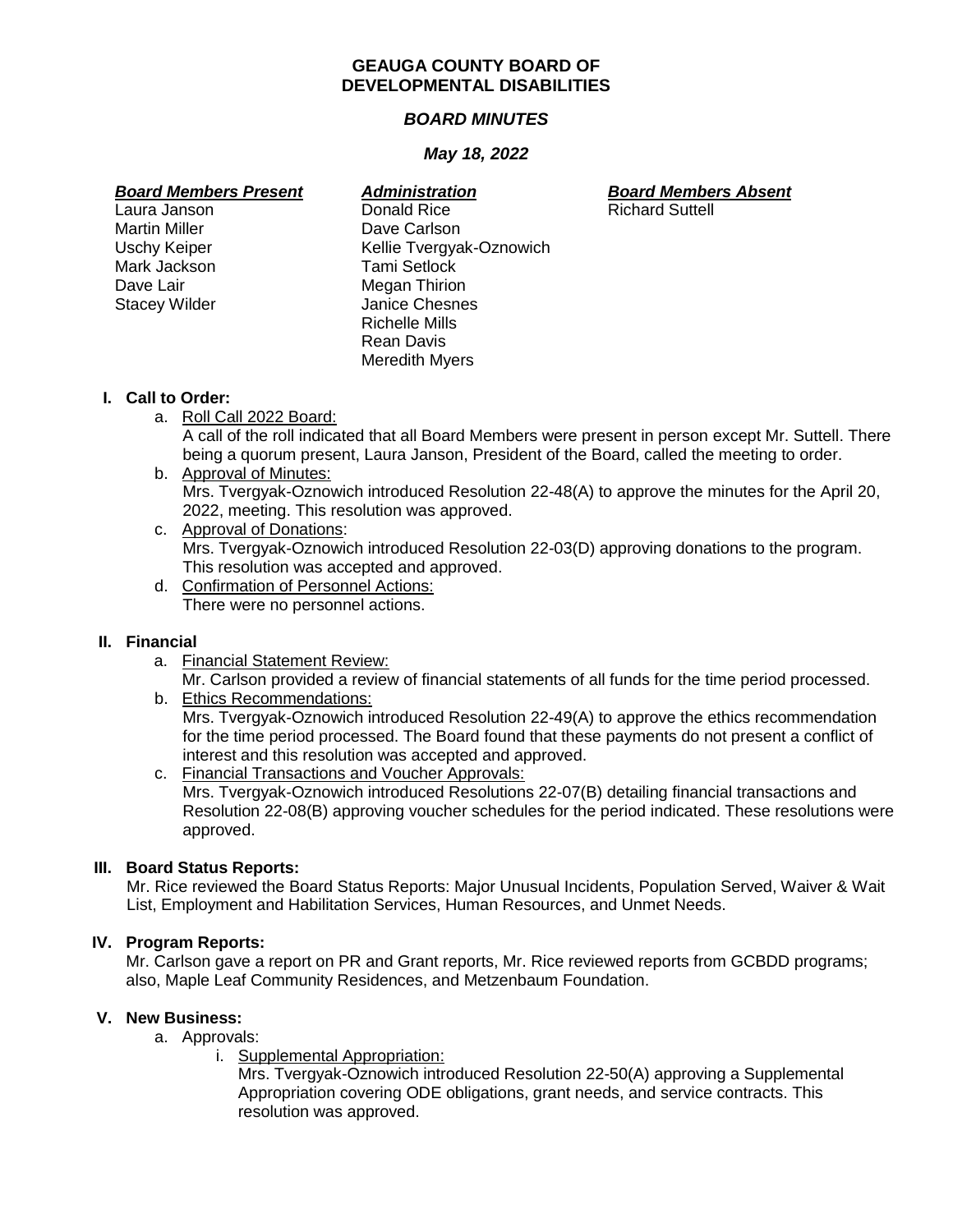# GEAUGA COUNTY BOARD OF DEVELOPMENTAL DISABILITIES

## *BOARD MINUTES*

### *May 18, 2022*

| ***Board Members Present*** | ***Administration*** | ***Board Members Absent*** |
|---|---|---|
| Laura Janson | Donald Rice | Richard Suttell |
| Martin Miller | Dave Carlson | |
| Uschy Keiper | Kellie Tvergyak-Oznowich | |
| Mark Jackson | Tami Setlock | |
| Dave Lair | Megan Thirion | |
| Stacey Wilder | Janice Chesnes | |
| | Richelle Mills | |
| | Rean Davis | |
| | Meredith Myers | |

**I. Call to Order:**

a. Roll Call 2022 Board:
A call of the roll indicated that all Board Members were present in person except Mr. Suttell. There being a quorum present, Laura Janson, President of the Board, called the meeting to order.

b. Approval of Minutes:
Mrs. Tvergyak-Oznowich introduced Resolution 22-48(A) to approve the minutes for the April 20, 2022, meeting. This resolution was approved.

c. Approval of Donations:
Mrs. Tvergyak-Oznowich introduced Resolution 22-03(D) approving donations to the program. This resolution was accepted and approved.

d. Confirmation of Personnel Actions:
There were no personnel actions.

**II. Financial**

a. Financial Statement Review:
Mr. Carlson provided a review of financial statements of all funds for the time period processed.

b. Ethics Recommendations:
Mrs. Tvergyak-Oznowich introduced Resolution 22-49(A) to approve the ethics recommendation for the time period processed. The Board found that these payments do not present a conflict of interest and this resolution was accepted and approved.

c. Financial Transactions and Voucher Approvals:
Mrs. Tvergyak-Oznowich introduced Resolutions 22-07(B) detailing financial transactions and Resolution 22-08(B) approving voucher schedules for the period indicated. These resolutions were approved.

**III. Board Status Reports:**

Mr. Rice reviewed the Board Status Reports: Major Unusual Incidents, Population Served, Waiver & Wait List, Employment and Habilitation Services, Human Resources, and Unmet Needs.

**IV. Program Reports:**

Mr. Carlson gave a report on PR and Grant reports, Mr. Rice reviewed reports from GCBDD programs; also, Maple Leaf Community Residences, and Metzenbaum Foundation.

**V. New Business:**

a. Approvals:

i. Supplemental Appropriation:
Mrs. Tvergyak-Oznowich introduced Resolution 22-50(A) approving a Supplemental Appropriation covering ODE obligations, grant needs, and service contracts. This resolution was approved.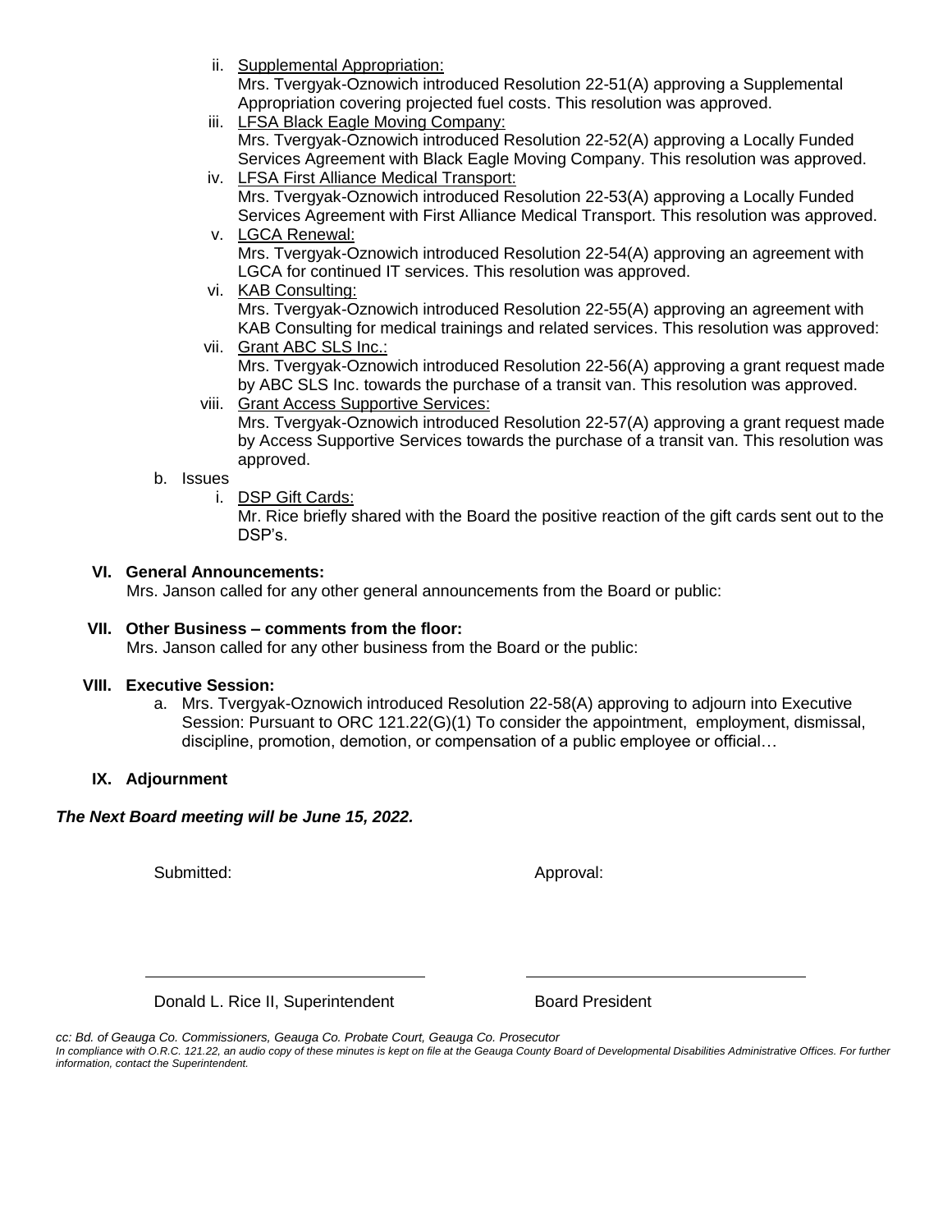ii. Supplemental Appropriation:
   Mrs. Tvergyak-Oznowich introduced Resolution 22-51(A) approving a Supplemental Appropriation covering projected fuel costs. This resolution was approved.

   iii. LFSA Black Eagle Moving Company:
   Mrs. Tvergyak-Oznowich introduced Resolution 22-52(A) approving a Locally Funded Services Agreement with Black Eagle Moving Company. This resolution was approved.

   iv. LFSA First Alliance Medical Transport:
   Mrs. Tvergyak-Oznowich introduced Resolution 22-53(A) approving a Locally Funded Services Agreement with First Alliance Medical Transport. This resolution was approved.

   v. LGCA Renewal:
   Mrs. Tvergyak-Oznowich introduced Resolution 22-54(A) approving an agreement with LGCA for continued IT services. This resolution was approved.

   vi. KAB Consulting:
   Mrs. Tvergyak-Oznowich introduced Resolution 22-55(A) approving an agreement with KAB Consulting for medical trainings and related services. This resolution was approved:

   vii. Grant ABC SLS Inc.:
   Mrs. Tvergyak-Oznowich introduced Resolution 22-56(A) approving a grant request made by ABC SLS Inc. towards the purchase of a transit van. This resolution was approved.

   viii. Grant Access Supportive Services:
   Mrs. Tvergyak-Oznowich introduced Resolution 22-57(A) approving a grant request made by Access Supportive Services towards the purchase of a transit van. This resolution was approved.

b. Issues

   i. DSP Gift Cards:
   Mr. Rice briefly shared with the Board the positive reaction of the gift cards sent out to the DSP's.

**VI. General Announcements:**

Mrs. Janson called for any other general announcements from the Board or public:

**VII. Other Business – comments from the floor:**

Mrs. Janson called for any other business from the Board or the public:

**VIII. Executive Session:**

a. Mrs. Tvergyak-Oznowich introduced Resolution 22-58(A) approving to adjourn into Executive Session: Pursuant to ORC 121.22(G)(1) To consider the appointment, employment, dismissal, discipline, promotion, demotion, or compensation of a public employee or official…

**IX. Adjournment**

***The Next Board meeting will be June 15, 2022.***

Submitted: Approval:

Donald L. Rice II, Superintendent Board President

*cc: Bd. of Geauga Co. Commissioners, Geauga Co. Probate Court, Geauga Co. Prosecutor*
*In compliance with O.R.C. 121.22, an audio copy of these minutes is kept on file at the Geauga County Board of Developmental Disabilities Administrative Offices. For further information, contact the Superintendent.*